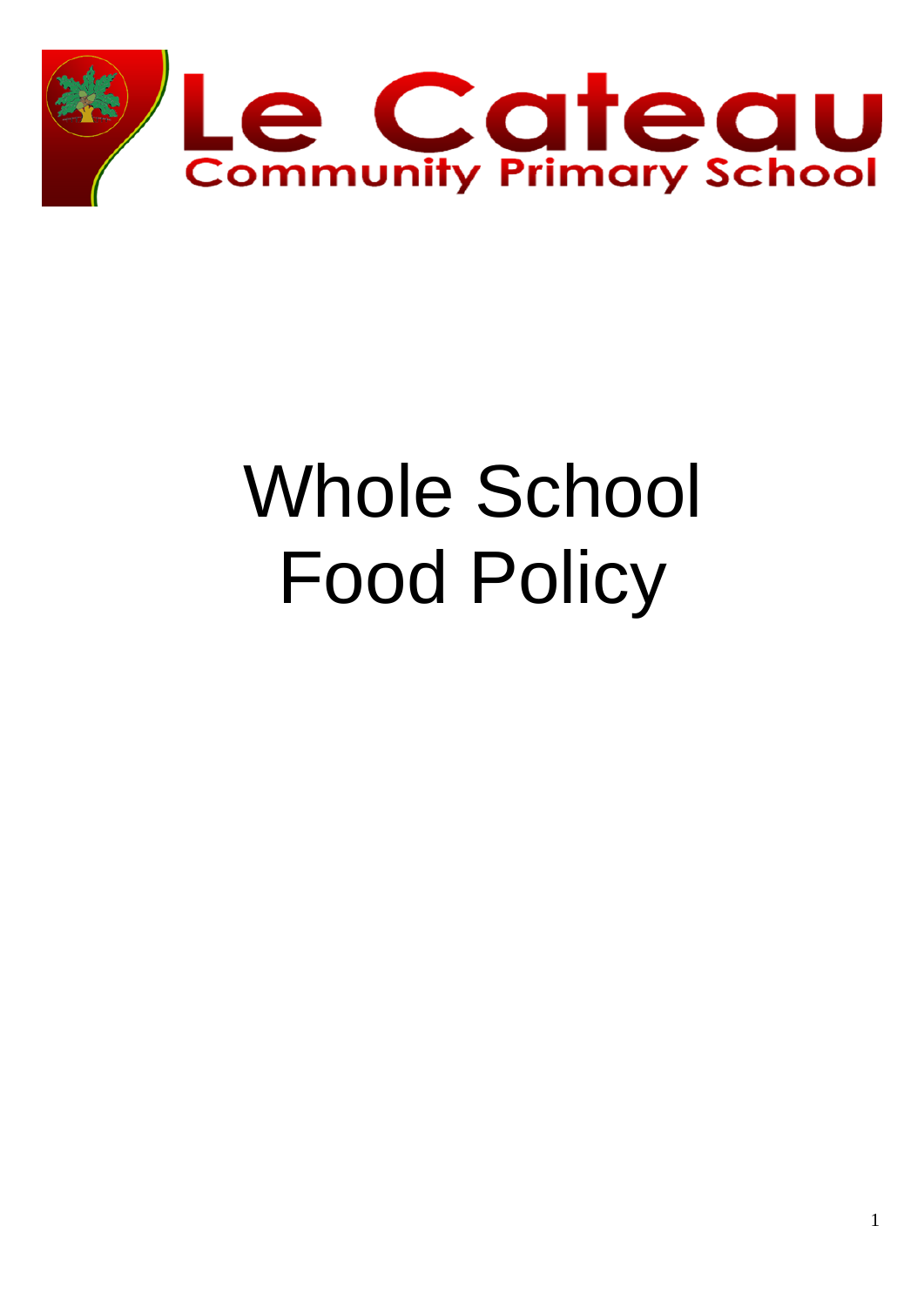Le Cateau
Community Primary School

# Whole School Food Policy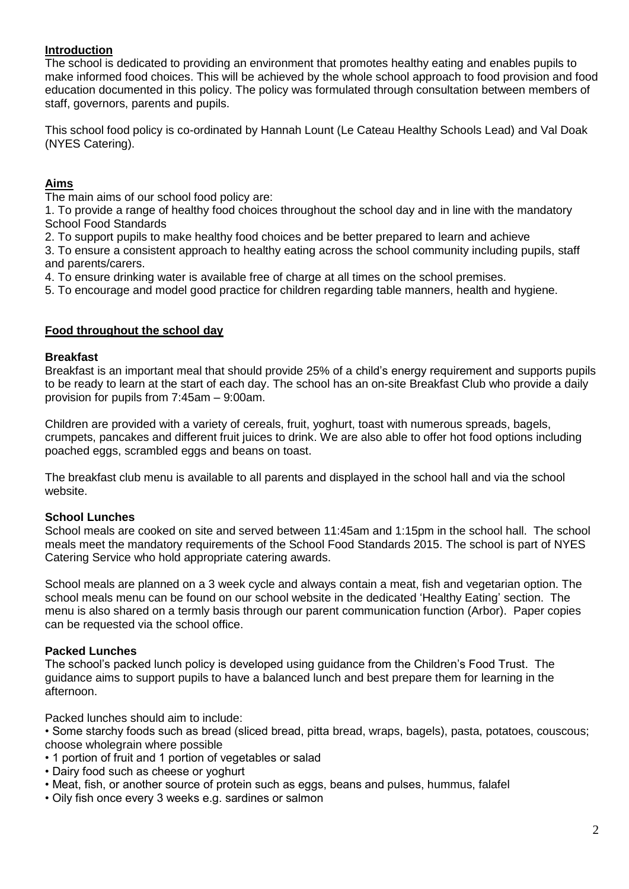## Introduction

The school is dedicated to providing an environment that promotes healthy eating and enables pupils to make informed food choices. This will be achieved by the whole school approach to food provision and food education documented in this policy. The policy was formulated through consultation between members of staff, governors, parents and pupils.

This school food policy is co-ordinated by Hannah Lount (Le Cateau Healthy Schools Lead) and Val Doak (NYES Catering).

## Aims

The main aims of our school food policy are:

1. To provide a range of healthy food choices throughout the school day and in line with the mandatory School Food Standards
2. To support pupils to make healthy food choices and be better prepared to learn and achieve
3. To ensure a consistent approach to healthy eating across the school community including pupils, staff and parents/carers.
4. To ensure drinking water is available free of charge at all times on the school premises.
5. To encourage and model good practice for children regarding table manners, health and hygiene.

## Food throughout the school day

### Breakfast

Breakfast is an important meal that should provide 25% of a child's energy requirement and supports pupils to be ready to learn at the start of each day. The school has an on-site Breakfast Club who provide a daily provision for pupils from 7:45am – 9:00am.

Children are provided with a variety of cereals, fruit, yoghurt, toast with numerous spreads, bagels, crumpets, pancakes and different fruit juices to drink. We are also able to offer hot food options including poached eggs, scrambled eggs and beans on toast.

The breakfast club menu is available to all parents and displayed in the school hall and via the school website.

### School Lunches

School meals are cooked on site and served between 11:45am and 1:15pm in the school hall. The school meals meet the mandatory requirements of the School Food Standards 2015. The school is part of NYES Catering Service who hold appropriate catering awards.

School meals are planned on a 3 week cycle and always contain a meat, fish and vegetarian option. The school meals menu can be found on our school website in the dedicated 'Healthy Eating' section. The menu is also shared on a termly basis through our parent communication function (Arbor). Paper copies can be requested via the school office.

### Packed Lunches

The school's packed lunch policy is developed using guidance from the Children's Food Trust. The guidance aims to support pupils to have a balanced lunch and best prepare them for learning in the afternoon.

Packed lunches should aim to include:

- Some starchy foods such as bread (sliced bread, pitta bread, wraps, bagels), pasta, potatoes, couscous; choose wholegrain where possible
- 1 portion of fruit and 1 portion of vegetables or salad
- Dairy food such as cheese or yoghurt
- Meat, fish, or another source of protein such as eggs, beans and pulses, hummus, falafel
- Oily fish once every 3 weeks e.g. sardines or salmon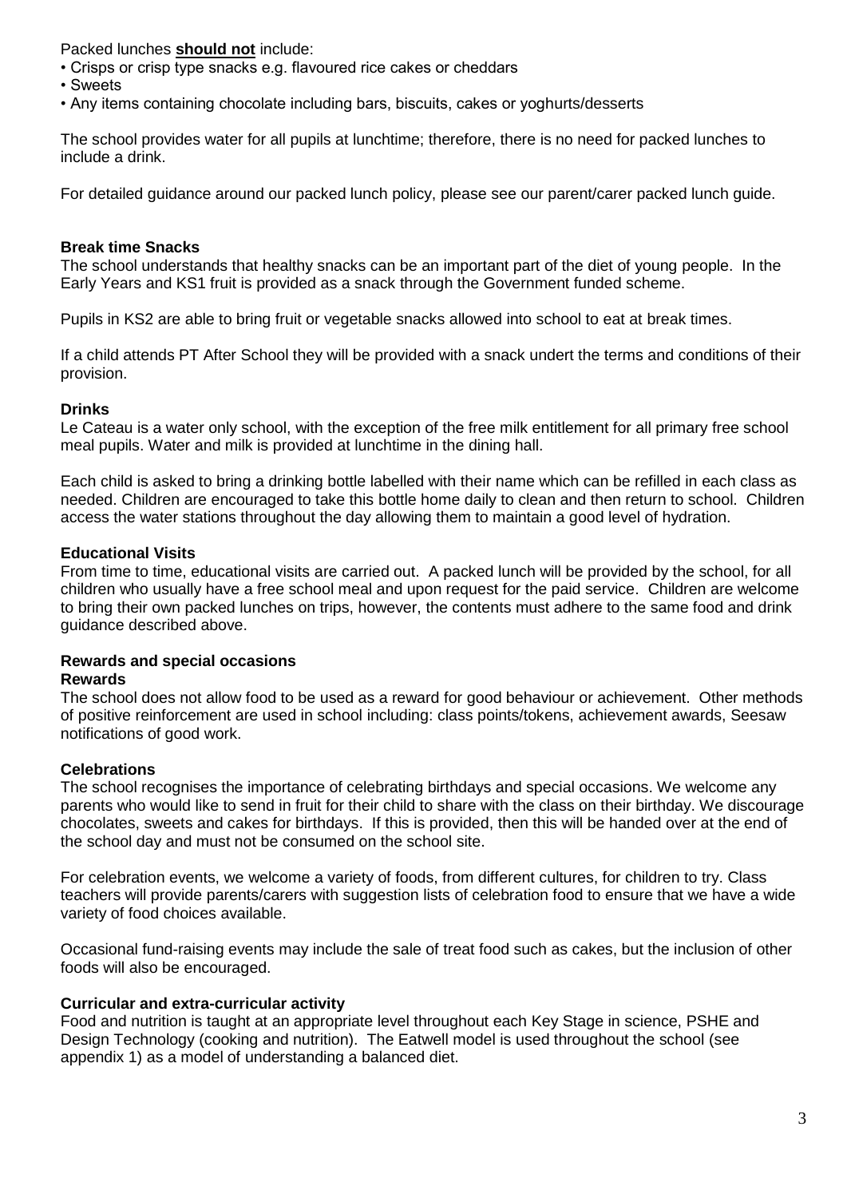Packed lunches **should not** include:

- Crisps or crisp type snacks e.g. flavoured rice cakes or cheddars
- Sweets
- Any items containing chocolate including bars, biscuits, cakes or yoghurts/desserts

The school provides water for all pupils at lunchtime; therefore, there is no need for packed lunches to include a drink.

For detailed guidance around our packed lunch policy, please see our parent/carer packed lunch guide.

**Break time Snacks**

The school understands that healthy snacks can be an important part of the diet of young people. In the Early Years and KS1 fruit is provided as a snack through the Government funded scheme.

Pupils in KS2 are able to bring fruit or vegetable snacks allowed into school to eat at break times.

If a child attends PT After School they will be provided with a snack undert the terms and conditions of their provision.

**Drinks**

Le Cateau is a water only school, with the exception of the free milk entitlement for all primary free school meal pupils. Water and milk is provided at lunchtime in the dining hall.

Each child is asked to bring a drinking bottle labelled with their name which can be refilled in each class as needed. Children are encouraged to take this bottle home daily to clean and then return to school. Children access the water stations throughout the day allowing them to maintain a good level of hydration.

**Educational Visits**

From time to time, educational visits are carried out. A packed lunch will be provided by the school, for all children who usually have a free school meal and upon request for the paid service. Children are welcome to bring their own packed lunches on trips, however, the contents must adhere to the same food and drink guidance described above.

**Rewards and special occasions**

**Rewards**

The school does not allow food to be used as a reward for good behaviour or achievement. Other methods of positive reinforcement are used in school including: class points/tokens, achievement awards, Seesaw notifications of good work.

**Celebrations**

The school recognises the importance of celebrating birthdays and special occasions. We welcome any parents who would like to send in fruit for their child to share with the class on their birthday. We discourage chocolates, sweets and cakes for birthdays. If this is provided, then this will be handed over at the end of the school day and must not be consumed on the school site.

For celebration events, we welcome a variety of foods, from different cultures, for children to try. Class teachers will provide parents/carers with suggestion lists of celebration food to ensure that we have a wide variety of food choices available.

Occasional fund-raising events may include the sale of treat food such as cakes, but the inclusion of other foods will also be encouraged.

**Curricular and extra-curricular activity**

Food and nutrition is taught at an appropriate level throughout each Key Stage in science, PSHE and Design Technology (cooking and nutrition). The Eatwell model is used throughout the school (see appendix 1) as a model of understanding a balanced diet.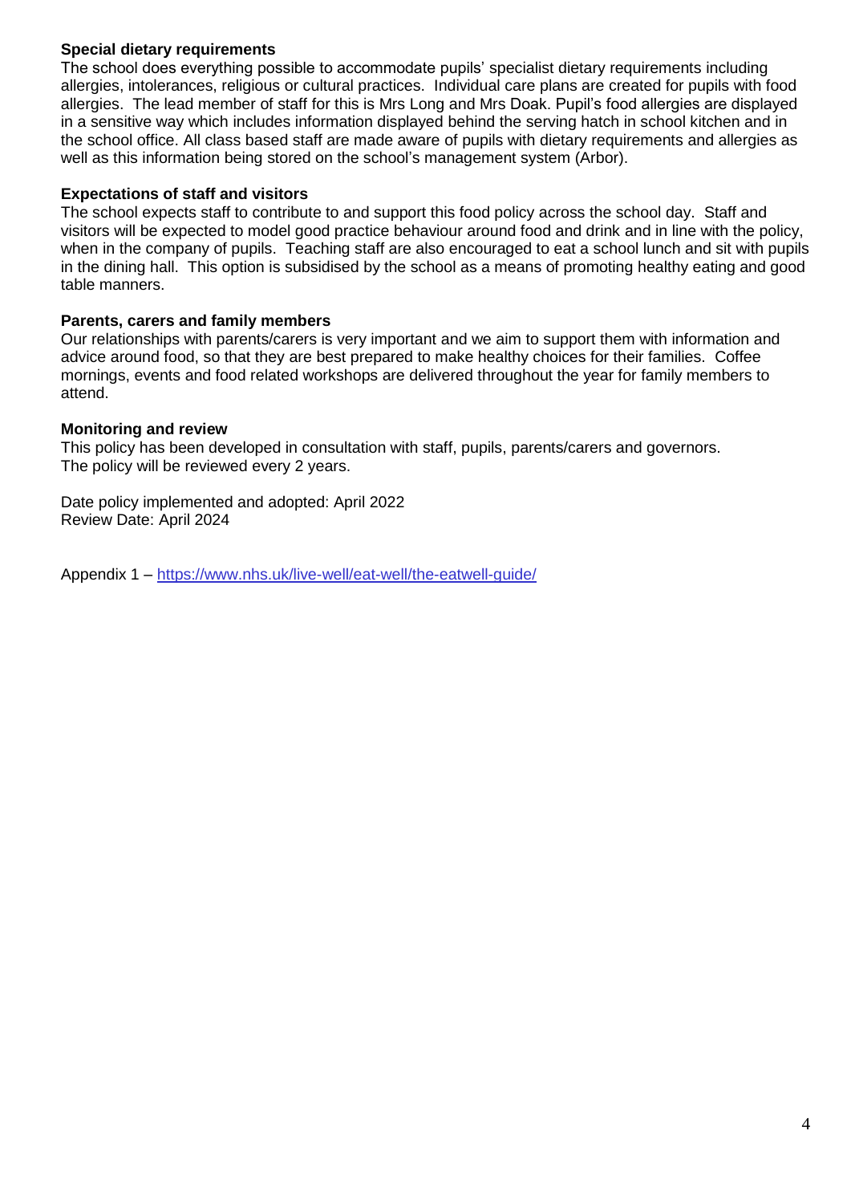**Special dietary requirements**
The school does everything possible to accommodate pupils' specialist dietary requirements including allergies, intolerances, religious or cultural practices. Individual care plans are created for pupils with food allergies. The lead member of staff for this is Mrs Long and Mrs Doak. Pupil's food allergies are displayed in a sensitive way which includes information displayed behind the serving hatch in school kitchen and in the school office. All class based staff are made aware of pupils with dietary requirements and allergies as well as this information being stored on the school's management system (Arbor).

**Expectations of staff and visitors**
The school expects staff to contribute to and support this food policy across the school day. Staff and visitors will be expected to model good practice behaviour around food and drink and in line with the policy, when in the company of pupils. Teaching staff are also encouraged to eat a school lunch and sit with pupils in the dining hall. This option is subsidised by the school as a means of promoting healthy eating and good table manners.

**Parents, carers and family members**
Our relationships with parents/carers is very important and we aim to support them with information and advice around food, so that they are best prepared to make healthy choices for their families. Coffee mornings, events and food related workshops are delivered throughout the year for family members to attend.

**Monitoring and review**
This policy has been developed in consultation with staff, pupils, parents/carers and governors.
The policy will be reviewed every 2 years.

Date policy implemented and adopted: April 2022
Review Date: April 2024

Appendix 1 – [https://www.nhs.uk/live-well/eat-well/the-eatwell-guide/](https://www.nhs.uk/live-well/eat-well/the-eatwell-guide/)